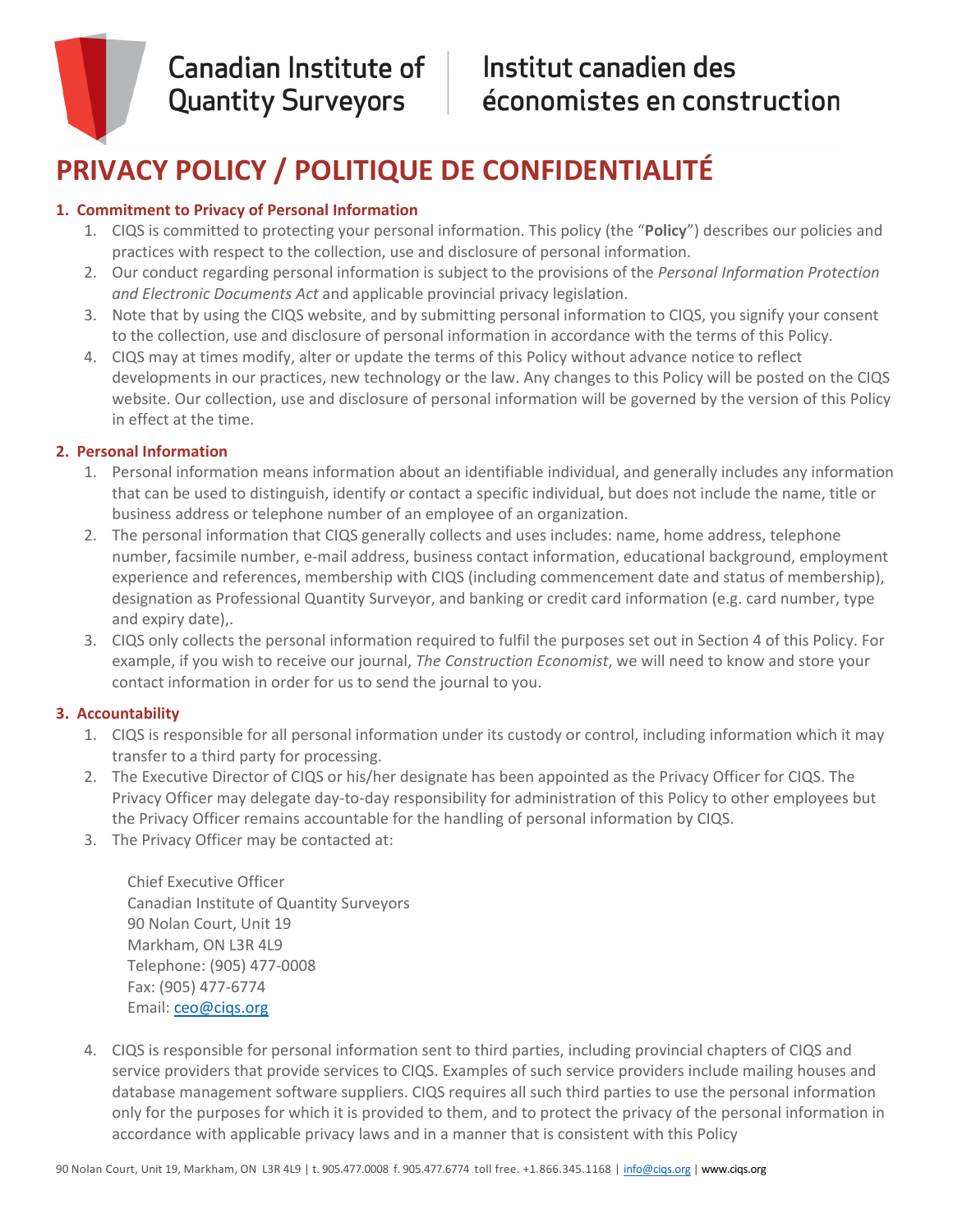Canadian Institute of Quantity Surveyors | Institut canadien des économistes en construction

# PRIVACY POLICY / POLITIQUE DE CONFIDENTIALITÉ

## 1. Commitment to Privacy of Personal Information

1. CIQS is committed to protecting your personal information. This policy (the "**Policy**") describes our policies and practices with respect to the collection, use and disclosure of personal information.
2. Our conduct regarding personal information is subject to the provisions of the *Personal Information Protection and Electronic Documents Act* and applicable provincial privacy legislation.
3. Note that by using the CIQS website, and by submitting personal information to CIQS, you signify your consent to the collection, use and disclosure of personal information in accordance with the terms of this Policy.
4. CIQS may at times modify, alter or update the terms of this Policy without advance notice to reflect developments in our practices, new technology or the law. Any changes to this Policy will be posted on the CIQS website. Our collection, use and disclosure of personal information will be governed by the version of this Policy in effect at the time.

## 2. Personal Information

1. Personal information means information about an identifiable individual, and generally includes any information that can be used to distinguish, identify or contact a specific individual, but does not include the name, title or business address or telephone number of an employee of an organization.
2. The personal information that CIQS generally collects and uses includes: name, home address, telephone number, facsimile number, e-mail address, business contact information, educational background, employment experience and references, membership with CIQS (including commencement date and status of membership), designation as Professional Quantity Surveyor, and banking or credit card information (e.g. card number, type and expiry date),.
3. CIQS only collects the personal information required to fulfil the purposes set out in Section 4 of this Policy. For example, if you wish to receive our journal, *The Construction Economist*, we will need to know and store your contact information in order for us to send the journal to you.

## 3. Accountability

1. CIQS is responsible for all personal information under its custody or control, including information which it may transfer to a third party for processing.
2. The Executive Director of CIQS or his/her designate has been appointed as the Privacy Officer for CIQS. The Privacy Officer may delegate day-to-day responsibility for administration of this Policy to other employees but the Privacy Officer remains accountable for the handling of personal information by CIQS.
3. The Privacy Officer may be contacted at:

   Chief Executive Officer
   Canadian Institute of Quantity Surveyors
   90 Nolan Court, Unit 19
   Markham, ON L3R 4L9
   Telephone: (905) 477-0008
   Fax: (905) 477-6774
   Email: ceo@ciqs.org

4. CIQS is responsible for personal information sent to third parties, including provincial chapters of CIQS and service providers that provide services to CIQS. Examples of such service providers include mailing houses and database management software suppliers. CIQS requires all such third parties to use the personal information only for the purposes for which it is provided to them, and to protect the privacy of the personal information in accordance with applicable privacy laws and in a manner that is consistent with this Policy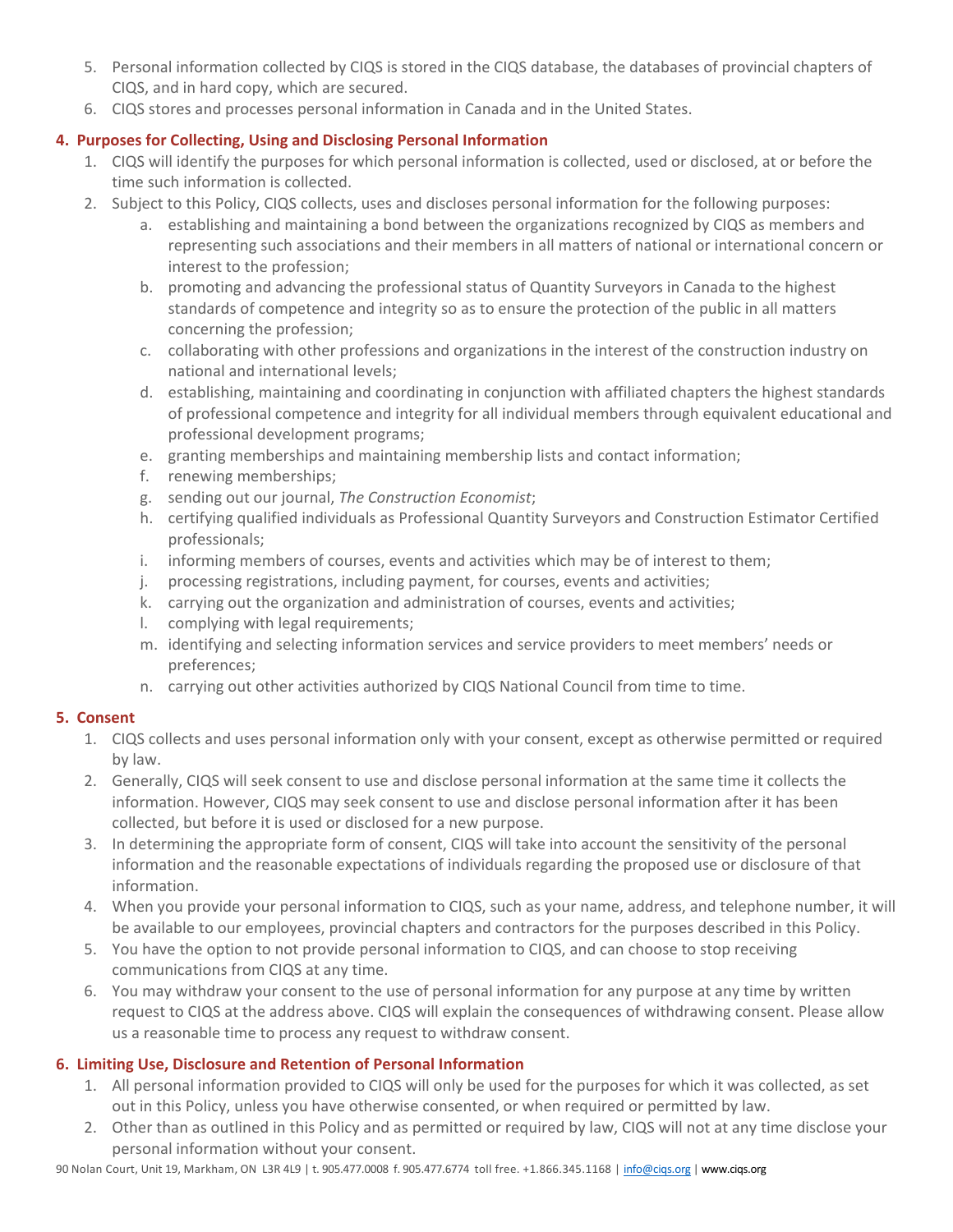5. Personal information collected by CIQS is stored in the CIQS database, the databases of provincial chapters of CIQS, and in hard copy, which are secured.
6. CIQS stores and processes personal information in Canada and in the United States.

## 4. Purposes for Collecting, Using and Disclosing Personal Information

1. CIQS will identify the purposes for which personal information is collected, used or disclosed, at or before the time such information is collected.
2. Subject to this Policy, CIQS collects, uses and discloses personal information for the following purposes:
   a. establishing and maintaining a bond between the organizations recognized by CIQS as members and representing such associations and their members in all matters of national or international concern or interest to the profession;
   b. promoting and advancing the professional status of Quantity Surveyors in Canada to the highest standards of competence and integrity so as to ensure the protection of the public in all matters concerning the profession;
   c. collaborating with other professions and organizations in the interest of the construction industry on national and international levels;
   d. establishing, maintaining and coordinating in conjunction with affiliated chapters the highest standards of professional competence and integrity for all individual members through equivalent educational and professional development programs;
   e. granting memberships and maintaining membership lists and contact information;
   f. renewing memberships;
   g. sending out our journal, *The Construction Economist*;
   h. certifying qualified individuals as Professional Quantity Surveyors and Construction Estimator Certified professionals;
   i. informing members of courses, events and activities which may be of interest to them;
   j. processing registrations, including payment, for courses, events and activities;
   k. carrying out the organization and administration of courses, events and activities;
   l. complying with legal requirements;
   m. identifying and selecting information services and service providers to meet members' needs or preferences;
   n. carrying out other activities authorized by CIQS National Council from time to time.

## 5. Consent

1. CIQS collects and uses personal information only with your consent, except as otherwise permitted or required by law.
2. Generally, CIQS will seek consent to use and disclose personal information at the same time it collects the information. However, CIQS may seek consent to use and disclose personal information after it has been collected, but before it is used or disclosed for a new purpose.
3. In determining the appropriate form of consent, CIQS will take into account the sensitivity of the personal information and the reasonable expectations of individuals regarding the proposed use or disclosure of that information.
4. When you provide your personal information to CIQS, such as your name, address, and telephone number, it will be available to our employees, provincial chapters and contractors for the purposes described in this Policy.
5. You have the option to not provide personal information to CIQS, and can choose to stop receiving communications from CIQS at any time.
6. You may withdraw your consent to the use of personal information for any purpose at any time by written request to CIQS at the address above. CIQS will explain the consequences of withdrawing consent. Please allow us a reasonable time to process any request to withdraw consent.

## 6. Limiting Use, Disclosure and Retention of Personal Information

1. All personal information provided to CIQS will only be used for the purposes for which it was collected, as set out in this Policy, unless you have otherwise consented, or when required or permitted by law.
2. Other than as outlined in this Policy and as permitted or required by law, CIQS will not at any time disclose your personal information without your consent.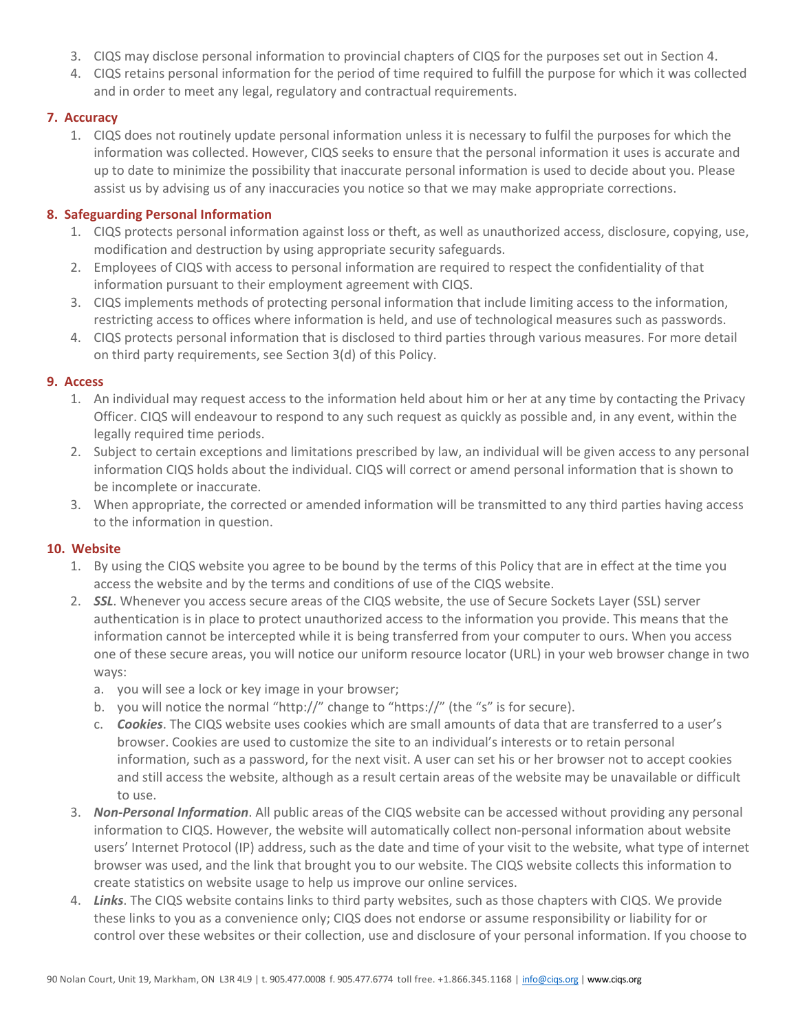3. CIQS may disclose personal information to provincial chapters of CIQS for the purposes set out in Section 4.
4. CIQS retains personal information for the period of time required to fulfill the purpose for which it was collected and in order to meet any legal, regulatory and contractual requirements.

## 7. Accuracy

1. CIQS does not routinely update personal information unless it is necessary to fulfil the purposes for which the information was collected. However, CIQS seeks to ensure that the personal information it uses is accurate and up to date to minimize the possibility that inaccurate personal information is used to decide about you. Please assist us by advising us of any inaccuracies you notice so that we may make appropriate corrections.

## 8. Safeguarding Personal Information

1. CIQS protects personal information against loss or theft, as well as unauthorized access, disclosure, copying, use, modification and destruction by using appropriate security safeguards.
2. Employees of CIQS with access to personal information are required to respect the confidentiality of that information pursuant to their employment agreement with CIQS.
3. CIQS implements methods of protecting personal information that include limiting access to the information, restricting access to offices where information is held, and use of technological measures such as passwords.
4. CIQS protects personal information that is disclosed to third parties through various measures. For more detail on third party requirements, see Section 3(d) of this Policy.

## 9. Access

1. An individual may request access to the information held about him or her at any time by contacting the Privacy Officer. CIQS will endeavour to respond to any such request as quickly as possible and, in any event, within the legally required time periods.
2. Subject to certain exceptions and limitations prescribed by law, an individual will be given access to any personal information CIQS holds about the individual. CIQS will correct or amend personal information that is shown to be incomplete or inaccurate.
3. When appropriate, the corrected or amended information will be transmitted to any third parties having access to the information in question.

## 10. Website

1. By using the CIQS website you agree to be bound by the terms of this Policy that are in effect at the time you access the website and by the terms and conditions of use of the CIQS website.
2. ***SSL***. Whenever you access secure areas of the CIQS website, the use of Secure Sockets Layer (SSL) server authentication is in place to protect unauthorized access to the information you provide. This means that the information cannot be intercepted while it is being transferred from your computer to ours. When you access one of these secure areas, you will notice our uniform resource locator (URL) in your web browser change in two ways:
   a. you will see a lock or key image in your browser;
   b. you will notice the normal "http://" change to "https://" (the "s" is for secure).
   c. ***Cookies***. The CIQS website uses cookies which are small amounts of data that are transferred to a user's browser. Cookies are used to customize the site to an individual's interests or to retain personal information, such as a password, for the next visit. A user can set his or her browser not to accept cookies and still access the website, although as a result certain areas of the website may be unavailable or difficult to use.
3. ***Non-Personal Information***. All public areas of the CIQS website can be accessed without providing any personal information to CIQS. However, the website will automatically collect non-personal information about website users' Internet Protocol (IP) address, such as the date and time of your visit to the website, what type of internet browser was used, and the link that brought you to our website. The CIQS website collects this information to create statistics on website usage to help us improve our online services.
4. ***Links***. The CIQS website contains links to third party websites, such as those chapters with CIQS. We provide these links to you as a convenience only; CIQS does not endorse or assume responsibility or liability for or control over these websites or their collection, use and disclosure of your personal information. If you choose to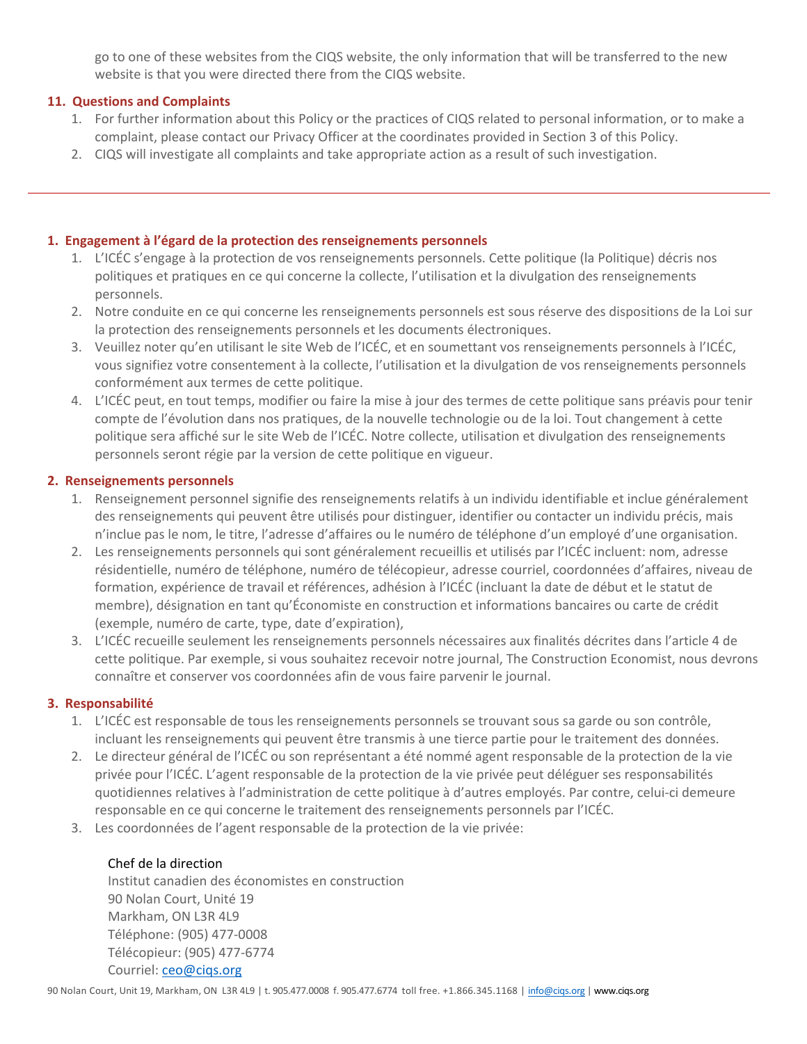go to one of these websites from the CIQS website, the only information that will be transferred to the new website is that you were directed there from the CIQS website.

## 11. Questions and Complaints

1. For further information about this Policy or the practices of CIQS related to personal information, or to make a complaint, please contact our Privacy Officer at the coordinates provided in Section 3 of this Policy.
2. CIQS will investigate all complaints and take appropriate action as a result of such investigation.

---

## 1. Engagement à l'égard de la protection des renseignements personnels

1. L'ICÉC s'engage à la protection de vos renseignements personnels. Cette politique (la Politique) décris nos politiques et pratiques en ce qui concerne la collecte, l'utilisation et la divulgation des renseignements personnels.
2. Notre conduite en ce qui concerne les renseignements personnels est sous réserve des dispositions de la Loi sur la protection des renseignements personnels et les documents électroniques.
3. Veuillez noter qu'en utilisant le site Web de l'ICÉC, et en soumettant vos renseignements personnels à l'ICÉC, vous signifiez votre consentement à la collecte, l'utilisation et la divulgation de vos renseignements personnels conformément aux termes de cette politique.
4. L'ICÉC peut, en tout temps, modifier ou faire la mise à jour des termes de cette politique sans préavis pour tenir compte de l'évolution dans nos pratiques, de la nouvelle technologie ou de la loi. Tout changement à cette politique sera affiché sur le site Web de l'ICÉC. Notre collecte, utilisation et divulgation des renseignements personnels seront régie par la version de cette politique en vigueur.

## 2. Renseignements personnels

1. Renseignement personnel signifie des renseignements relatifs à un individu identifiable et inclue généralement des renseignements qui peuvent être utilisés pour distinguer, identifier ou contacter un individu précis, mais n'inclue pas le nom, le titre, l'adresse d'affaires ou le numéro de téléphone d'un employé d'une organisation.
2. Les renseignements personnels qui sont généralement recueillis et utilisés par l'ICÉC incluent: nom, adresse résidentielle, numéro de téléphone, numéro de télécopieur, adresse courriel, coordonnées d'affaires, niveau de formation, expérience de travail et références, adhésion à l'ICÉC (incluant la date de début et le statut de membre), désignation en tant qu'Économiste en construction et informations bancaires ou carte de crédit (exemple, numéro de carte, type, date d'expiration),
3. L'ICÉC recueille seulement les renseignements personnels nécessaires aux finalités décrites dans l'article 4 de cette politique. Par exemple, si vous souhaitez recevoir notre journal, The Construction Economist, nous devrons connaître et conserver vos coordonnées afin de vous faire parvenir le journal.

## 3. Responsabilité

1. L'ICÉC est responsable de tous les renseignements personnels se trouvant sous sa garde ou son contrôle, incluant les renseignements qui peuvent être transmis à une tierce partie pour le traitement des données.
2. Le directeur général de l'ICÉC ou son représentant a été nommé agent responsable de la protection de la vie privée pour l'ICÉC. L'agent responsable de la protection de la vie privée peut déléguer ses responsabilités quotidiennes relatives à l'administration de cette politique à d'autres employés. Par contre, celui-ci demeure responsable en ce qui concerne le traitement des renseignements personnels par l'ICÉC.
3. Les coordonnées de l'agent responsable de la protection de la vie privée:

   Chef de la direction
   Institut canadien des économistes en construction
   90 Nolan Court, Unité 19
   Markham, ON L3R 4L9
   Téléphone: (905) 477-0008
   Télécopieur: (905) 477-6774
   Courriel: ceo@ciqs.org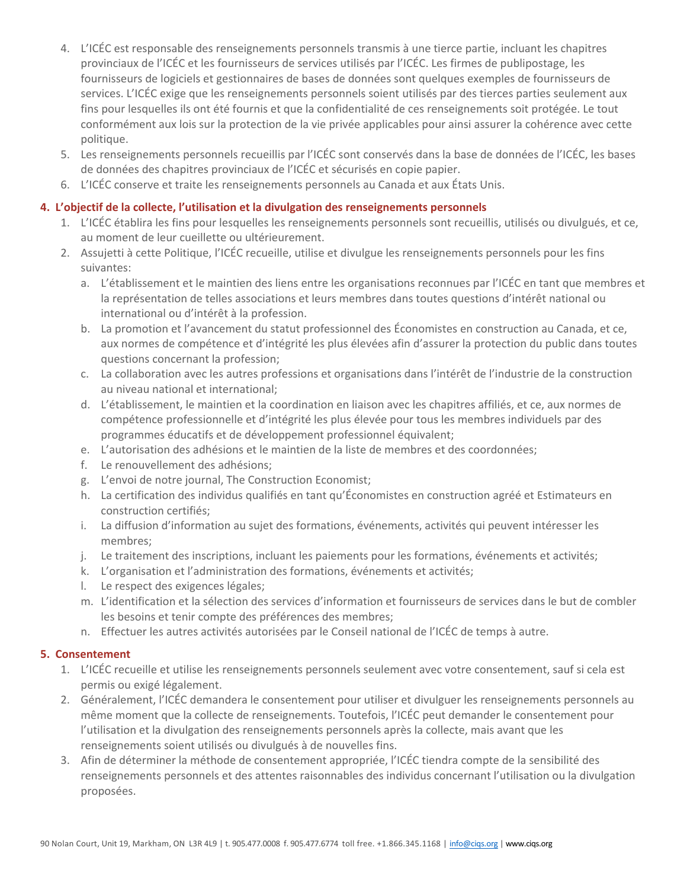4. L'ICÉC est responsable des renseignements personnels transmis à une tierce partie, incluant les chapitres provinciaux de l'ICÉC et les fournisseurs de services utilisés par l'ICÉC. Les firmes de publipostage, les fournisseurs de logiciels et gestionnaires de bases de données sont quelques exemples de fournisseurs de services. L'ICÉC exige que les renseignements personnels soient utilisés par des tierces parties seulement aux fins pour lesquelles ils ont été fournis et que la confidentialité de ces renseignements soit protégée. Le tout conformément aux lois sur la protection de la vie privée applicables pour ainsi assurer la cohérence avec cette politique.
5. Les renseignements personnels recueillis par l'ICÉC sont conservés dans la base de données de l'ICÉC, les bases de données des chapitres provinciaux de l'ICÉC et sécurisés en copie papier.
6. L'ICÉC conserve et traite les renseignements personnels au Canada et aux États Unis.

## 4. L'objectif de la collecte, l'utilisation et la divulgation des renseignements personnels

1. L'ICÉC établira les fins pour lesquelles les renseignements personnels sont recueillis, utilisés ou divulgués, et ce, au moment de leur cueillette ou ultérieurement.
2. Assujetti à cette Politique, l'ICÉC recueille, utilise et divulgue les renseignements personnels pour les fins suivantes:
   a. L'établissement et le maintien des liens entre les organisations reconnues par l'ICÉC en tant que membres et la représentation de telles associations et leurs membres dans toutes questions d'intérêt national ou international ou d'intérêt à la profession.
   b. La promotion et l'avancement du statut professionnel des Économistes en construction au Canada, et ce, aux normes de compétence et d'intégrité les plus élevées afin d'assurer la protection du public dans toutes questions concernant la profession;
   c. La collaboration avec les autres professions et organisations dans l'intérêt de l'industrie de la construction au niveau national et international;
   d. L'établissement, le maintien et la coordination en liaison avec les chapitres affiliés, et ce, aux normes de compétence professionnelle et d'intégrité les plus élevée pour tous les membres individuels par des programmes éducatifs et de développement professionnel équivalent;
   e. L'autorisation des adhésions et le maintien de la liste de membres et des coordonnées;
   f. Le renouvellement des adhésions;
   g. L'envoi de notre journal, The Construction Economist;
   h. La certification des individus qualifiés en tant qu'Économistes en construction agréé et Estimateurs en construction certifiés;
   i. La diffusion d'information au sujet des formations, événements, activités qui peuvent intéresser les membres;
   j. Le traitement des inscriptions, incluant les paiements pour les formations, événements et activités;
   k. L'organisation et l'administration des formations, événements et activités;
   l. Le respect des exigences légales;
   m. L'identification et la sélection des services d'information et fournisseurs de services dans le but de combler les besoins et tenir compte des préférences des membres;
   n. Effectuer les autres activités autorisées par le Conseil national de l'ICÉC de temps à autre.

## 5. Consentement

1. L'ICÉC recueille et utilise les renseignements personnels seulement avec votre consentement, sauf si cela est permis ou exigé légalement.
2. Généralement, l'ICÉC demandera le consentement pour utiliser et divulguer les renseignements personnels au même moment que la collecte de renseignements. Toutefois, l'ICÉC peut demander le consentement pour l'utilisation et la divulgation des renseignements personnels après la collecte, mais avant que les renseignements soient utilisés ou divulgués à de nouvelles fins.
3. Afin de déterminer la méthode de consentement appropriée, l'ICÉC tiendra compte de la sensibilité des renseignements personnels et des attentes raisonnables des individus concernant l'utilisation ou la divulgation proposées.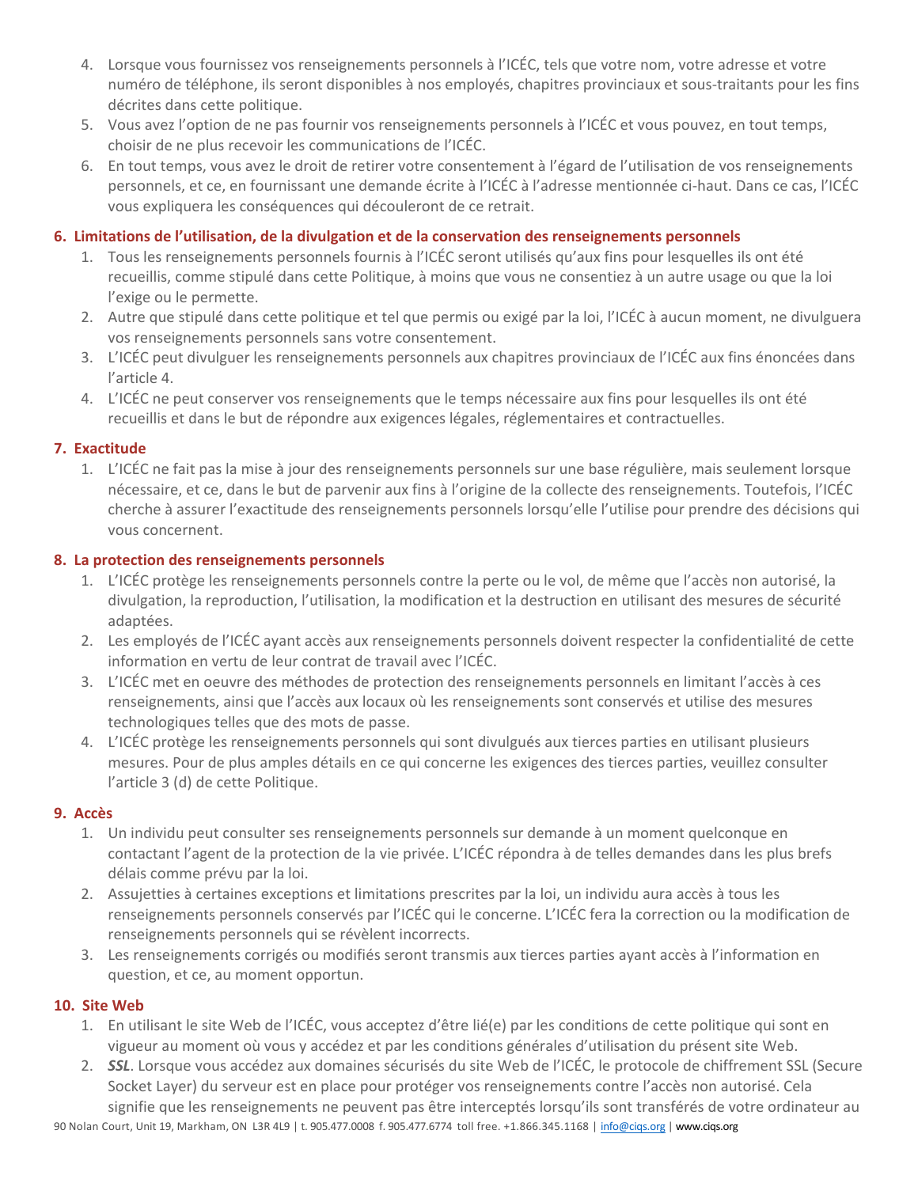4. Lorsque vous fournissez vos renseignements personnels à l'ICÉC, tels que votre nom, votre adresse et votre numéro de téléphone, ils seront disponibles à nos employés, chapitres provinciaux et sous-traitants pour les fins décrites dans cette politique.
5. Vous avez l'option de ne pas fournir vos renseignements personnels à l'ICÉC et vous pouvez, en tout temps, choisir de ne plus recevoir les communications de l'ICÉC.
6. En tout temps, vous avez le droit de retirer votre consentement à l'égard de l'utilisation de vos renseignements personnels, et ce, en fournissant une demande écrite à l'ICÉC à l'adresse mentionnée ci-haut. Dans ce cas, l'ICÉC vous expliquera les conséquences qui découleront de ce retrait.

### 6. Limitations de l'utilisation, de la divulgation et de la conservation des renseignements personnels

1. Tous les renseignements personnels fournis à l'ICÉC seront utilisés qu'aux fins pour lesquelles ils ont été recueillis, comme stipulé dans cette Politique, à moins que vous ne consentiez à un autre usage ou que la loi l'exige ou le permette.
2. Autre que stipulé dans cette politique et tel que permis ou exigé par la loi, l'ICÉC à aucun moment, ne divulguera vos renseignements personnels sans votre consentement.
3. L'ICÉC peut divulguer les renseignements personnels aux chapitres provinciaux de l'ICÉC aux fins énoncées dans l'article 4.
4. L'ICÉC ne peut conserver vos renseignements que le temps nécessaire aux fins pour lesquelles ils ont été recueillis et dans le but de répondre aux exigences légales, réglementaires et contractuelles.

### 7. Exactitude

1. L'ICÉC ne fait pas la mise à jour des renseignements personnels sur une base régulière, mais seulement lorsque nécessaire, et ce, dans le but de parvenir aux fins à l'origine de la collecte des renseignements. Toutefois, l'ICÉC cherche à assurer l'exactitude des renseignements personnels lorsqu'elle l'utilise pour prendre des décisions qui vous concernent.

### 8. La protection des renseignements personnels

1. L'ICÉC protège les renseignements personnels contre la perte ou le vol, de même que l'accès non autorisé, la divulgation, la reproduction, l'utilisation, la modification et la destruction en utilisant des mesures de sécurité adaptées.
2. Les employés de l'ICÉC ayant accès aux renseignements personnels doivent respecter la confidentialité de cette information en vertu de leur contrat de travail avec l'ICÉC.
3. L'ICÉC met en oeuvre des méthodes de protection des renseignements personnels en limitant l'accès à ces renseignements, ainsi que l'accès aux locaux où les renseignements sont conservés et utilise des mesures technologiques telles que des mots de passe.
4. L'ICÉC protège les renseignements personnels qui sont divulgués aux tierces parties en utilisant plusieurs mesures. Pour de plus amples détails en ce qui concerne les exigences des tierces parties, veuillez consulter l'article 3 (d) de cette Politique.

### 9. Accès

1. Un individu peut consulter ses renseignements personnels sur demande à un moment quelconque en contactant l'agent de la protection de la vie privée. L'ICÉC répondra à de telles demandes dans les plus brefs délais comme prévu par la loi.
2. Assujetties à certaines exceptions et limitations prescrites par la loi, un individu aura accès à tous les renseignements personnels conservés par l'ICÉC qui le concerne. L'ICÉC fera la correction ou la modification de renseignements personnels qui se révèlent incorrects.
3. Les renseignements corrigés ou modifiés seront transmis aux tierces parties ayant accès à l'information en question, et ce, au moment opportun.

### 10. Site Web

1. En utilisant le site Web de l'ICÉC, vous acceptez d'être lié(e) par les conditions de cette politique qui sont en vigueur au moment où vous y accédez et par les conditions générales d'utilisation du présent site Web.
2. ***SSL***. Lorsque vous accédez aux domaines sécurisés du site Web de l'ICÉC, le protocole de chiffrement SSL (Secure Socket Layer) du serveur est en place pour protéger vos renseignements contre l'accès non autorisé. Cela signifie que les renseignements ne peuvent pas être interceptés lorsqu'ils sont transférés de votre ordinateur au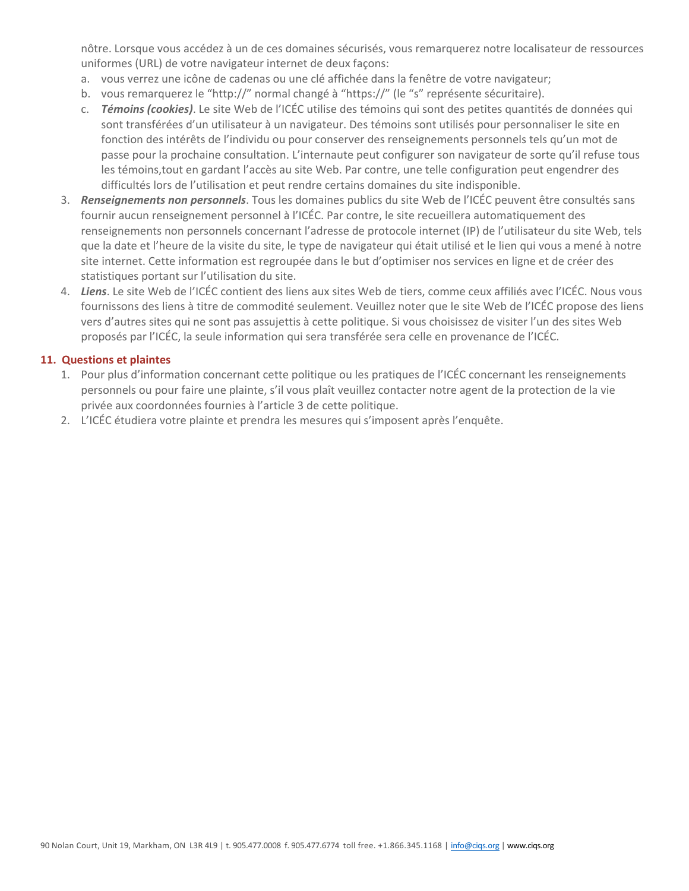nôtre. Lorsque vous accédez à un de ces domaines sécurisés, vous remarquerez notre localisateur de ressources uniformes (URL) de votre navigateur internet de deux façons:

   a. vous verrez une icône de cadenas ou une clé affichée dans la fenêtre de votre navigateur;
   b. vous remarquerez le “http://” normal changé à “https://” (le “s” représente sécuritaire).
   c. ***Témoins (cookies)***. Le site Web de l’ICÉC utilise des témoins qui sont des petites quantités de données qui sont transférées d’un utilisateur à un navigateur. Des témoins sont utilisés pour personnaliser le site en fonction des intérêts de l’individu ou pour conserver des renseignements personnels tels qu’un mot de passe pour la prochaine consultation. L’internaute peut configurer son navigateur de sorte qu’il refuse tous les témoins,tout en gardant l’accès au site Web. Par contre, une telle configuration peut engendrer des difficultés lors de l’utilisation et peut rendre certains domaines du site indisponible.

3. ***Renseignements non personnels***. Tous les domaines publics du site Web de l’ICÉC peuvent être consultés sans fournir aucun renseignement personnel à l’ICÉC. Par contre, le site recueillera automatiquement des renseignements non personnels concernant l’adresse de protocole internet (IP) de l’utilisateur du site Web, tels que la date et l’heure de la visite du site, le type de navigateur qui était utilisé et le lien qui vous a mené à notre site internet. Cette information est regroupée dans le but d’optimiser nos services en ligne et de créer des statistiques portant sur l’utilisation du site.
4. ***Liens***. Le site Web de l’ICÉC contient des liens aux sites Web de tiers, comme ceux affiliés avec l’ICÉC. Nous vous fournissons des liens à titre de commodité seulement. Veuillez noter que le site Web de l’ICÉC propose des liens vers d’autres sites qui ne sont pas assujettis à cette politique. Si vous choisissez de visiter l’un des sites Web proposés par l’ICÉC, la seule information qui sera transférée sera celle en provenance de l’ICÉC.

## 11. Questions et plaintes

1. Pour plus d’information concernant cette politique ou les pratiques de l’ICÉC concernant les renseignements personnels ou pour faire une plainte, s’il vous plaît veuillez contacter notre agent de la protection de la vie privée aux coordonnées fournies à l’article 3 de cette politique.
2. L’ICÉC étudiera votre plainte et prendra les mesures qui s’imposent après l’enquête.